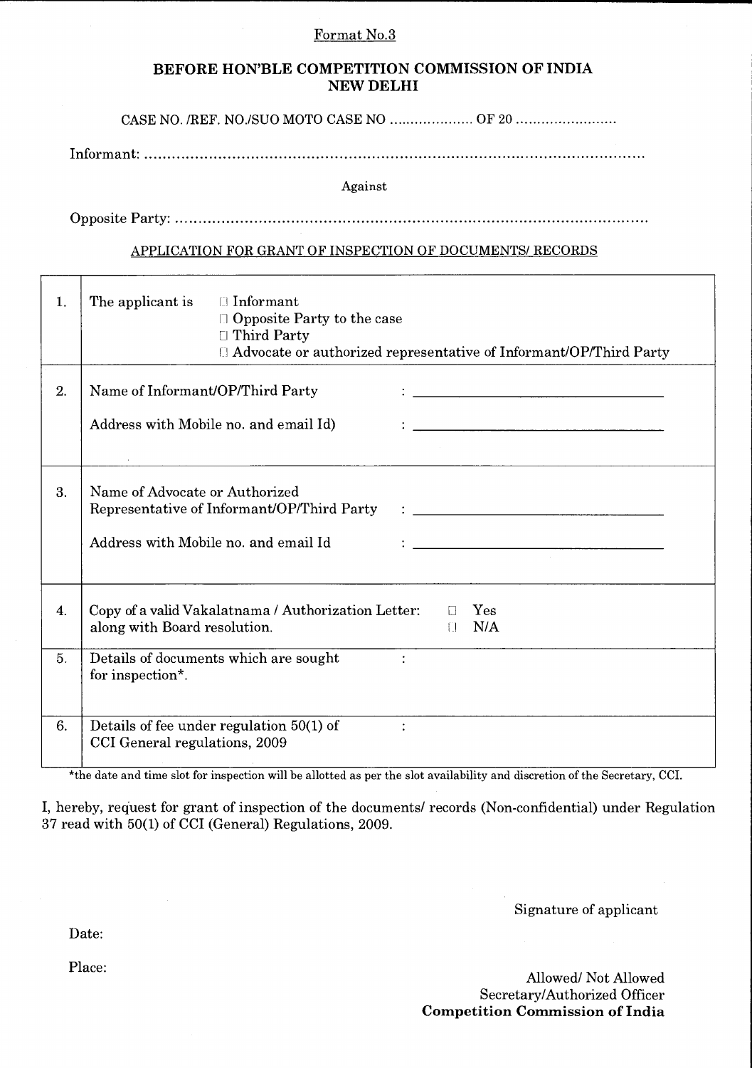Format No.3

## BEFORE HON'BLE COMPETITION COMMISSION OF INDIA NEW DELHI

CASE NO. /REF. NO./SUO MOTO CASE NO .................... OF 20 ........................

Informant: ........................................................................................................

Against

Opposite Party: ........................................................................................................

### APPLICATION FOR GRANT OF INSPECTION OF DOCUMENTS/ RECORDS

| | | |
|---|---|---|
| 1. | The applicant is ☐ Informant<br>☐ Opposite Party to the case<br>☐ Third Party<br>☐ Advocate or authorized representative of Informant/OP/Third Party | |
| 2. | Name of Informant/OP/Third Party<br><br>Address with Mobile no. and email Id) | : ______________________________<br><br>: ______________________________ |
| 3. | Name of Advocate or Authorized Representative of Informant/OP/Third Party<br><br>Address with Mobile no. and email Id | : ______________________________<br><br>: ______________________________ |
| 4. | Copy of a valid Vakalatnama / Authorization Letter: along with Board resolution. | ☐ Yes<br>☐ N/A |
| 5. | Details of documents which are sought for inspection*. | : |
| 6. | Details of fee under regulation 50(1) of CCI General regulations, 2009 | : |

*the date and time slot for inspection will be allotted as per the slot availability and discretion of the Secretary, CCI.

I, hereby, request for grant of inspection of the documents/ records (Non-confidential) under Regulation 37 read with 50(1) of CCI (General) Regulations, 2009.

Signature of applicant

Date:

Place:

Allowed/ Not Allowed
Secretary/Authorized Officer
**Competition Commission of India**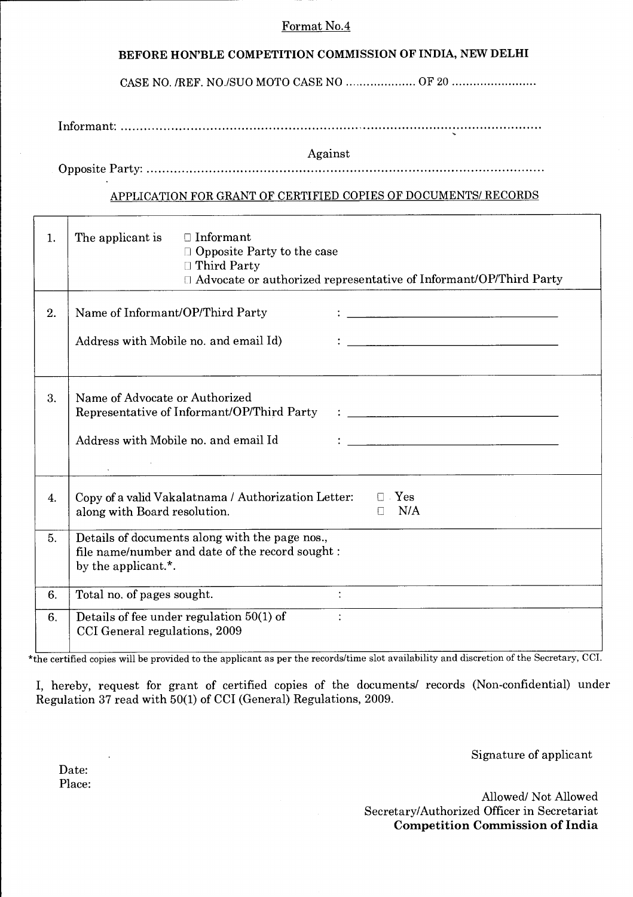Format No.4

## BEFORE HON'BLE COMPETITION COMMISSION OF INDIA, NEW DELHI

CASE NO. /REF. NO./SUO MOTO CASE NO .................... OF 20 ........................

Informant: ..........................................................................................................

Against

Opposite Party: ....................................................................................................

APPLICATION FOR GRANT OF CERTIFIED COPIES OF DOCUMENTS/ RECORDS

| | | |
|---|---|---|
| 1. | The applicant is ☐ Informant<br>☐ Opposite Party to the case<br>☐ Third Party<br>☐ Advocate or authorized representative of Informant/OP/Third Party | |
| 2. | Name of Informant/OP/Third Party<br><br>Address with Mobile no. and email Id) | : ______________________________<br><br>: ______________________________ |
| 3. | Name of Advocate or Authorized Representative of Informant/OP/Third Party<br><br>Address with Mobile no. and email Id | : ______________________________<br><br>: ______________________________ |
| 4. | Copy of a valid Vakalatnama / Authorization Letter: along with Board resolution. | ☐ Yes<br>☐ N/A |
| 5. | Details of documents along with the page nos., file name/number and date of the record sought : by the applicant.*. | |
| 6. | Total no. of pages sought. | : |
| 6. | Details of fee under regulation 50(1) of CCI General regulations, 2009 | : |

*the certified copies will be provided to the applicant as per the records/time slot availability and discretion of the Secretary, CCI.

I, hereby, request for grant of certified copies of the documents/ records (Non-confidential) under Regulation 37 read with 50(1) of CCI (General) Regulations, 2009.

Signature of applicant

Date:
Place:

Allowed/ Not Allowed
Secretary/Authorized Officer in Secretariat
**Competition Commission of India**